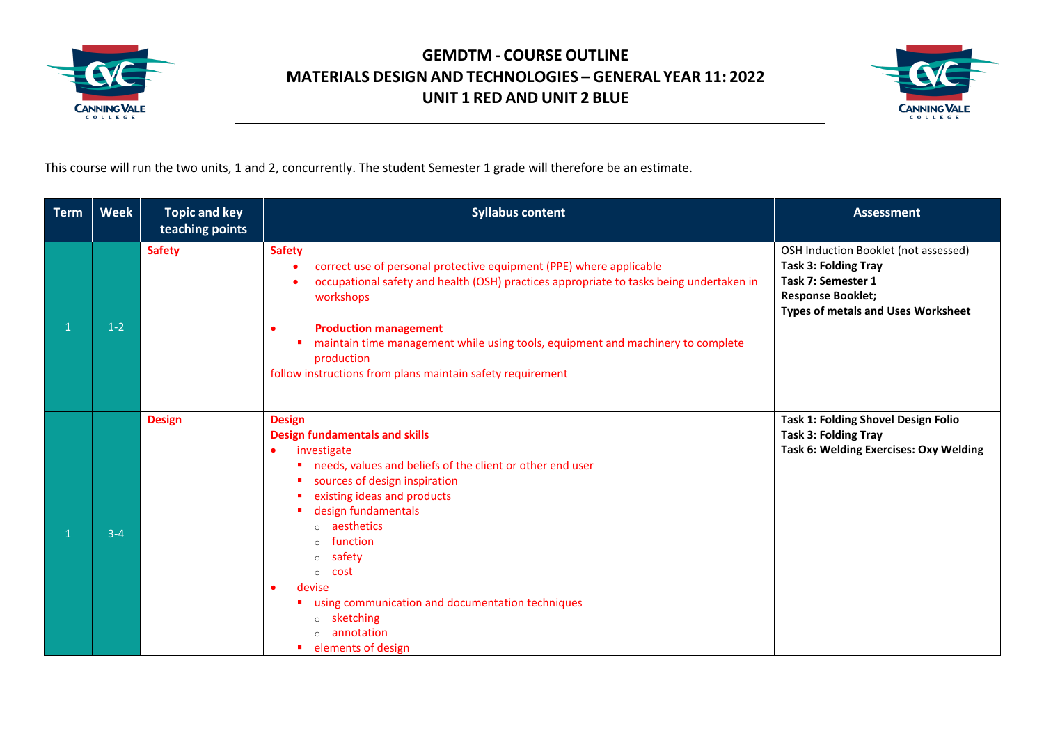# GEMDTM - COURSE OUTLINE
# MATERIALS DESIGN AND TECHNOLOGIES – GENERAL YEAR 11: 2022
# UNIT 1 RED AND UNIT 2 BLUE

This course will run the two units, 1 and 2, concurrently. The student Semester 1 grade will therefore be an estimate.

| Term | Week | Topic and key teaching points | Syllabus content | Assessment |
|---|---|---|---|---|
| 1 | 1-2 | **Safety** | **Safety**<br>• correct use of personal protective equipment (PPE) where applicable<br>• occupational safety and health (OSH) practices appropriate to tasks being undertaken in workshops<br><br>• **Production management**<br>▪ maintain time management while using tools, equipment and machinery to complete production<br>follow instructions from plans maintain safety requirement | OSH Induction Booklet (not assessed)<br>**Task 3: Folding Tray**<br>**Task 7: Semester 1 Response Booklet;**<br>**Types of metals and Uses Worksheet** |
| 1 | 3-4 | **Design** | **Design**<br>**Design fundamentals and skills**<br>• investigate<br>▪ needs, values and beliefs of the client or other end user<br>▪ sources of design inspiration<br>▪ existing ideas and products<br>▪ design fundamentals<br>○ aesthetics<br>○ function<br>○ safety<br>○ cost<br>• devise<br>▪ using communication and documentation techniques<br>○ sketching<br>○ annotation<br>▪ elements of design | **Task 1: Folding Shovel Design Folio**<br>**Task 3: Folding Tray**<br>**Task 6: Welding Exercises: Oxy Welding** |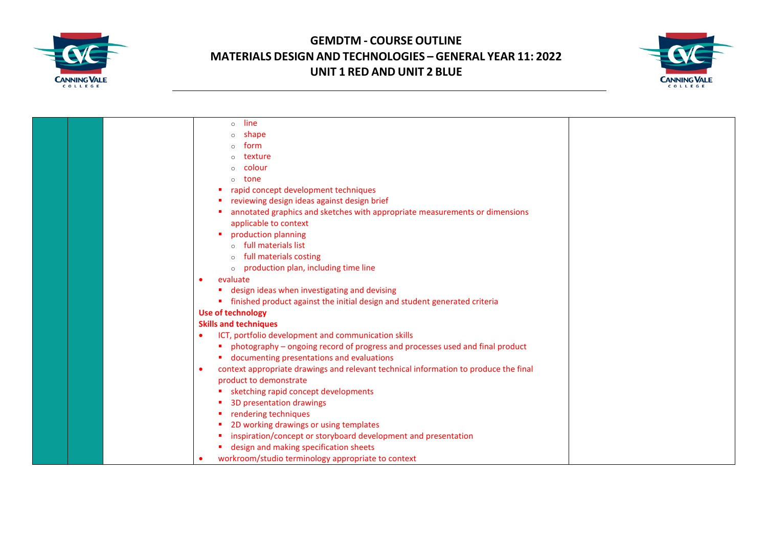- line
- shape
- form
- texture
- colour
- tone

- rapid concept development techniques
- reviewing design ideas against design brief
- annotated graphics and sketches with appropriate measurements or dimensions applicable to context
- production planning
  - full materials list
  - full materials costing
  - production plan, including time line

- evaluate
  - design ideas when investigating and devising
  - finished product against the initial design and student generated criteria

**Use of technology**

**Skills and techniques**

- ICT, portfolio development and communication skills
  - photography – ongoing record of progress and processes used and final product
  - documenting presentations and evaluations
- context appropriate drawings and relevant technical information to produce the final product to demonstrate
  - sketching rapid concept developments
  - 3D presentation drawings
  - rendering techniques
  - 2D working drawings or using templates
  - inspiration/concept or storyboard development and presentation
  - design and making specification sheets
- workroom/studio terminology appropriate to context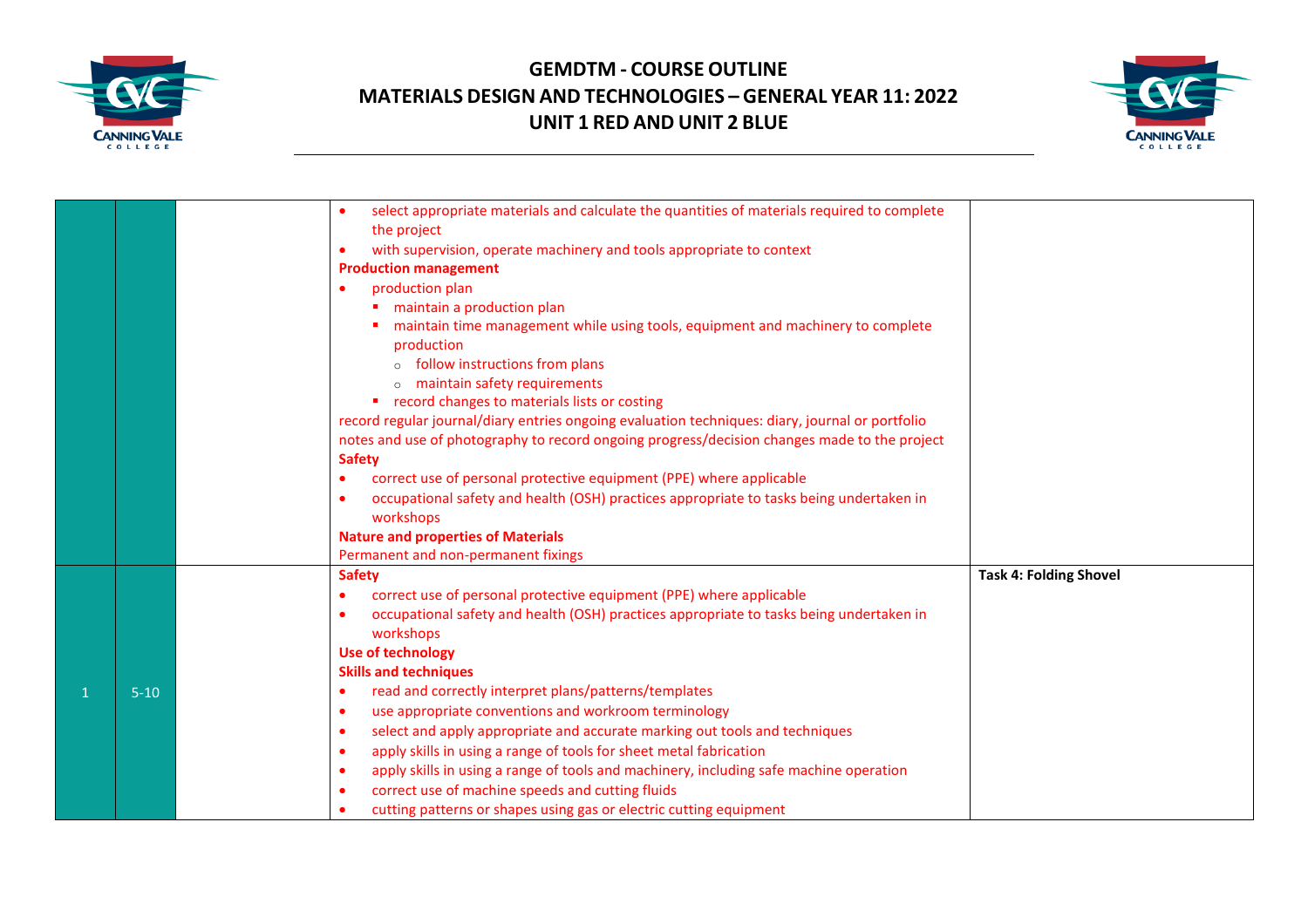# GEMDTM - COURSE OUTLINE
## MATERIALS DESIGN AND TECHNOLOGIES – GENERAL YEAR 11: 2022
## UNIT 1 RED AND UNIT 2 BLUE

| | | | | |
|---|---|---|---|---|
| | | | • select appropriate materials and calculate the quantities of materials required to complete the project<br>• with supervision, operate machinery and tools appropriate to context<br>**Production management**<br>• production plan<br>  ▪ maintain a production plan<br>  ▪ maintain time management while using tools, equipment and machinery to complete production<br>    ○ follow instructions from plans<br>    ○ maintain safety requirements<br>  ▪ record changes to materials lists or costing<br>record regular journal/diary entries ongoing evaluation techniques: diary, journal or portfolio notes and use of photography to record ongoing progress/decision changes made to the project<br>**Safety**<br>• correct use of personal protective equipment (PPE) where applicable<br>• occupational safety and health (OSH) practices appropriate to tasks being undertaken in workshops<br>**Nature and properties of Materials**<br>Permanent and non-permanent fixings | |
| 1 | 5-10 | | **Safety**<br>• correct use of personal protective equipment (PPE) where applicable<br>• occupational safety and health (OSH) practices appropriate to tasks being undertaken in workshops<br>**Use of technology**<br>**Skills and techniques**<br>• read and correctly interpret plans/patterns/templates<br>• use appropriate conventions and workroom terminology<br>• select and apply appropriate and accurate marking out tools and techniques<br>• apply skills in using a range of tools for sheet metal fabrication<br>• apply skills in using a range of tools and machinery, including safe machine operation<br>• correct use of machine speeds and cutting fluids<br>• cutting patterns or shapes using gas or electric cutting equipment | **Task 4: Folding Shovel** |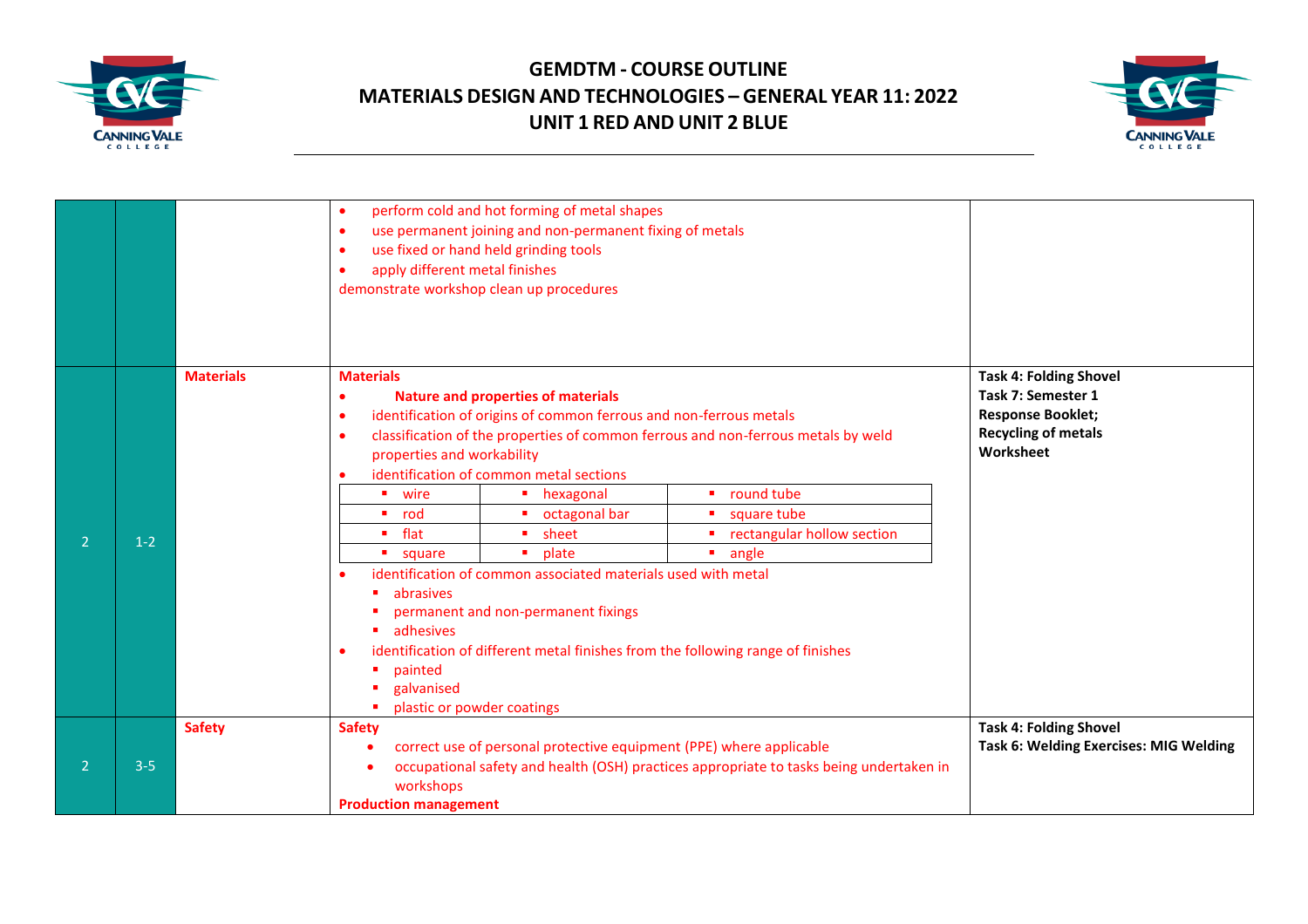# GEMDTM - COURSE OUTLINE
# MATERIALS DESIGN AND TECHNOLOGIES – GENERAL YEAR 11: 2022
# UNIT 1 RED AND UNIT 2 BLUE

| | | | | |
|---|---|---|---|---|
| | | | • perform cold and hot forming of metal shapes<br>• use permanent joining and non-permanent fixing of metals<br>• use fixed or hand held grinding tools<br>• apply different metal finishes<br>demonstrate workshop clean up procedures | |
| 2 | 1-2 | **Materials** | **Materials**<br>• **Nature and properties of materials**<br>• identification of origins of common ferrous and non-ferrous metals<br>• classification of the properties of common ferrous and non-ferrous metals by weld properties and workability<br>• identification of common metal sections<br>▪ wire ▪ hexagonal ▪ round tube<br>▪ rod ▪ octagonal bar ▪ square tube<br>▪ flat ▪ sheet ▪ rectangular hollow section<br>▪ square ▪ plate ▪ angle<br>• identification of common associated materials used with metal<br>▪ abrasives<br>▪ permanent and non-permanent fixings<br>▪ adhesives<br>• identification of different metal finishes from the following range of finishes<br>▪ painted<br>▪ galvanised<br>▪ plastic or powder coatings | **Task 4: Folding Shovel**<br>**Task 7: Semester 1 Response Booklet; Recycling of metals Worksheet** |
| 2 | 3-5 | **Safety** | **Safety**<br>• correct use of personal protective equipment (PPE) where applicable<br>• occupational safety and health (OSH) practices appropriate to tasks being undertaken in workshops<br>**Production management** | **Task 4: Folding Shovel**<br>**Task 6: Welding Exercises: MIG Welding** |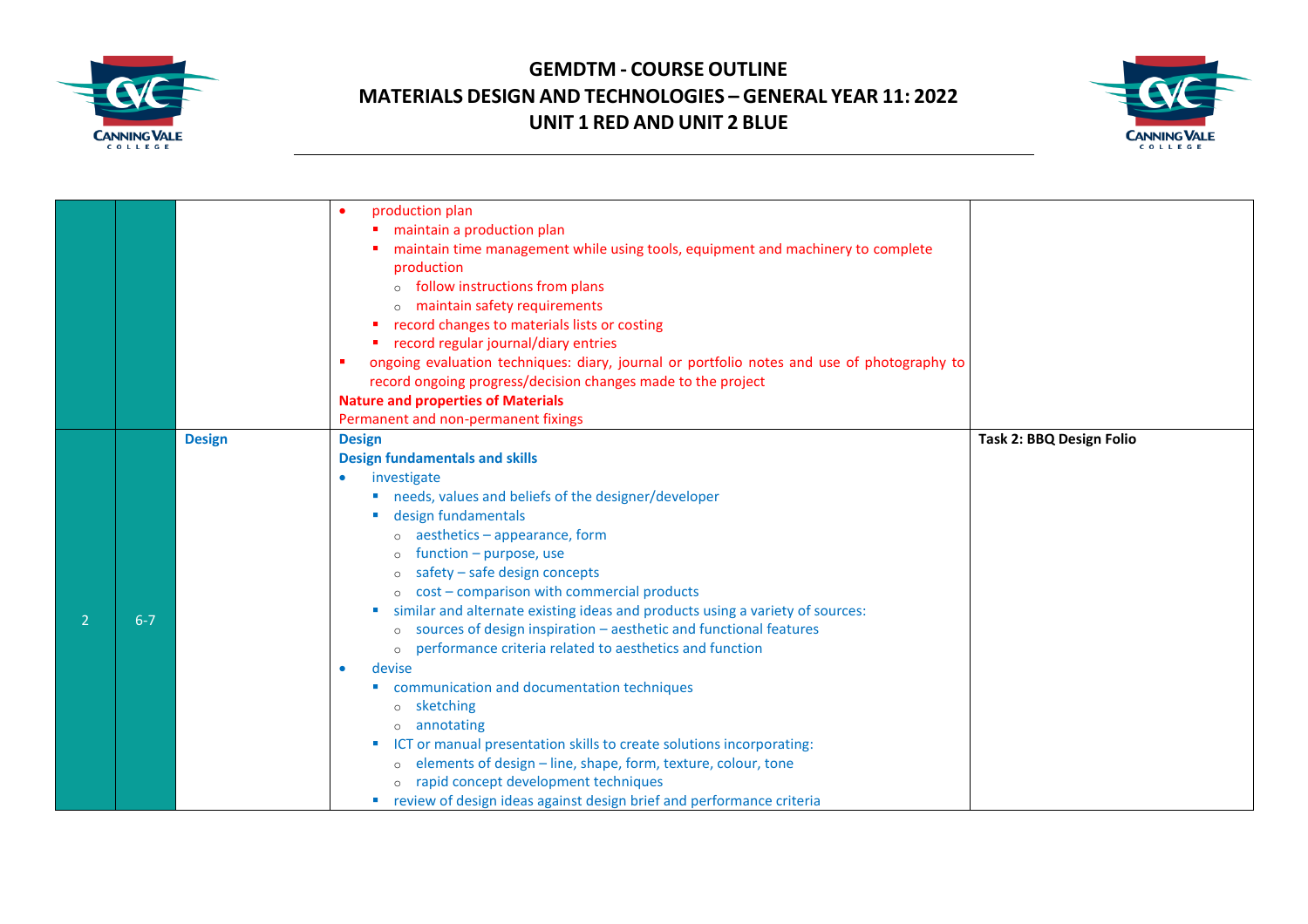# GEMDTM - COURSE OUTLINE
## MATERIALS DESIGN AND TECHNOLOGIES – GENERAL YEAR 11: 2022
## UNIT 1 RED AND UNIT 2 BLUE

| | | | | |
|---|---|---|---|---|
| | | | • production plan<br>  ▪ maintain a production plan<br>  ▪ maintain time management while using tools, equipment and machinery to complete production<br>    ○ follow instructions from plans<br>    ○ maintain safety requirements<br>  ▪ record changes to materials lists or costing<br>  ▪ record regular journal/diary entries<br>▪ ongoing evaluation techniques: diary, journal or portfolio notes and use of photography to record ongoing progress/decision changes made to the project<br>**Nature and properties of Materials**<br>Permanent and non-permanent fixings | |
| 2 | 6-7 | **Design** | **Design**<br>**Design fundamentals and skills**<br>• investigate<br>  ▪ needs, values and beliefs of the designer/developer<br>  ▪ design fundamentals<br>    ○ aesthetics – appearance, form<br>    ○ function – purpose, use<br>    ○ safety – safe design concepts<br>    ○ cost – comparison with commercial products<br>  ▪ similar and alternate existing ideas and products using a variety of sources:<br>    ○ sources of design inspiration – aesthetic and functional features<br>    ○ performance criteria related to aesthetics and function<br>• devise<br>  ▪ communication and documentation techniques<br>    ○ sketching<br>    ○ annotating<br>  ▪ ICT or manual presentation skills to create solutions incorporating:<br>    ○ elements of design – line, shape, form, texture, colour, tone<br>    ○ rapid concept development techniques<br>  ▪ review of design ideas against design brief and performance criteria | **Task 2: BBQ Design Folio** |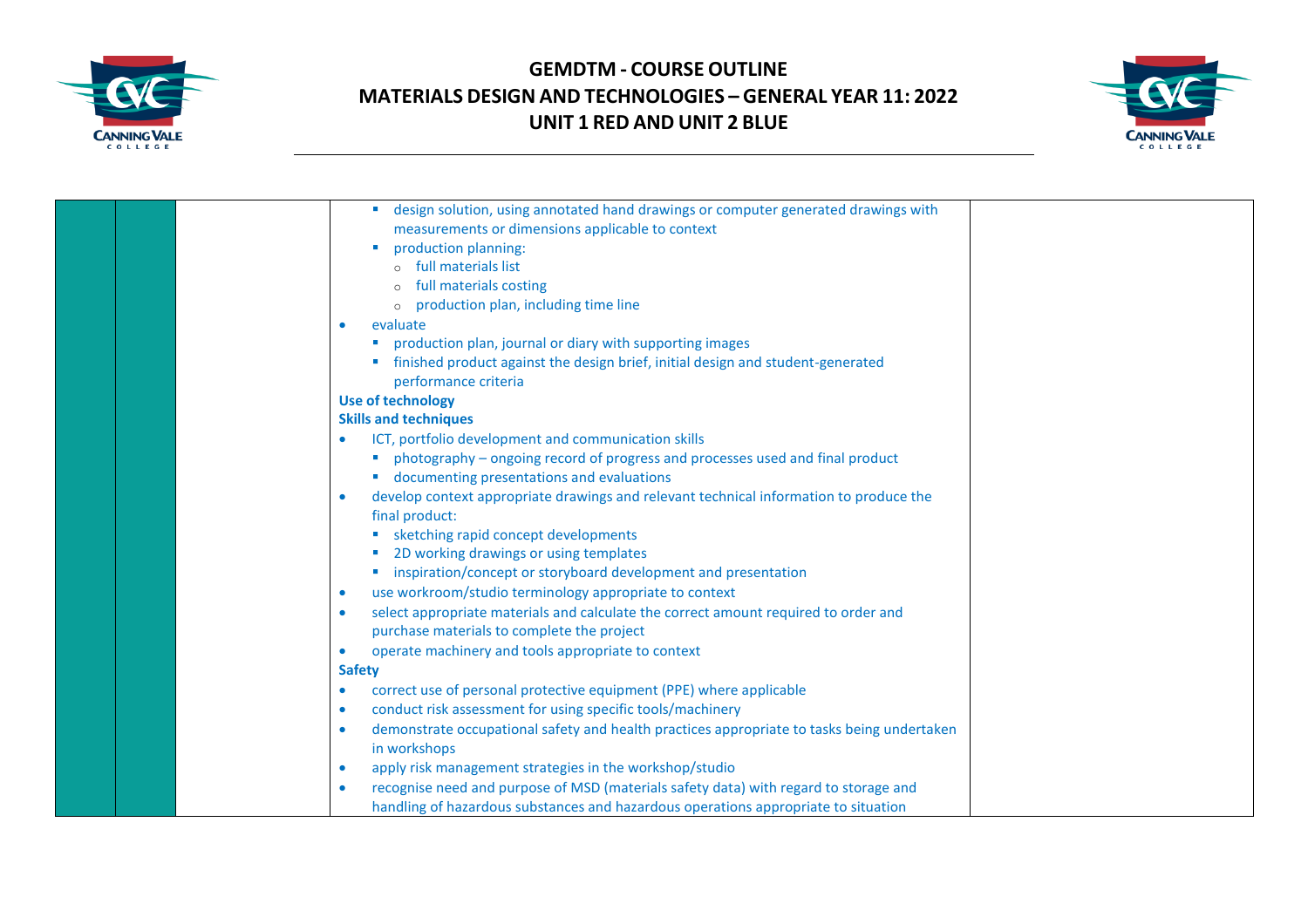| | | | | |
|---|---|---|---|---|
| | | | ▪ design solution, using annotated hand drawings or computer generated drawings with measurements or dimensions applicable to context<br>▪ production planning:<br>&nbsp;&nbsp;&nbsp;&nbsp;○ full materials list<br>&nbsp;&nbsp;&nbsp;&nbsp;○ full materials costing<br>&nbsp;&nbsp;&nbsp;&nbsp;○ production plan, including time line<br>• evaluate<br>▪ production plan, journal or diary with supporting images<br>▪ finished product against the design brief, initial design and student-generated performance criteria<br>**Use of technology**<br>**Skills and techniques**<br>• ICT, portfolio development and communication skills<br>▪ photography – ongoing record of progress and processes used and final product<br>▪ documenting presentations and evaluations<br>• develop context appropriate drawings and relevant technical information to produce the final product:<br>▪ sketching rapid concept developments<br>▪ 2D working drawings or using templates<br>▪ inspiration/concept or storyboard development and presentation<br>• use workroom/studio terminology appropriate to context<br>• select appropriate materials and calculate the correct amount required to order and purchase materials to complete the project<br>• operate machinery and tools appropriate to context<br>**Safety**<br>• correct use of personal protective equipment (PPE) where applicable<br>• conduct risk assessment for using specific tools/machinery<br>• demonstrate occupational safety and health practices appropriate to tasks being undertaken in workshops<br>• apply risk management strategies in the workshop/studio<br>• recognise need and purpose of MSD (materials safety data) with regard to storage and handling of hazardous substances and hazardous operations appropriate to situation | |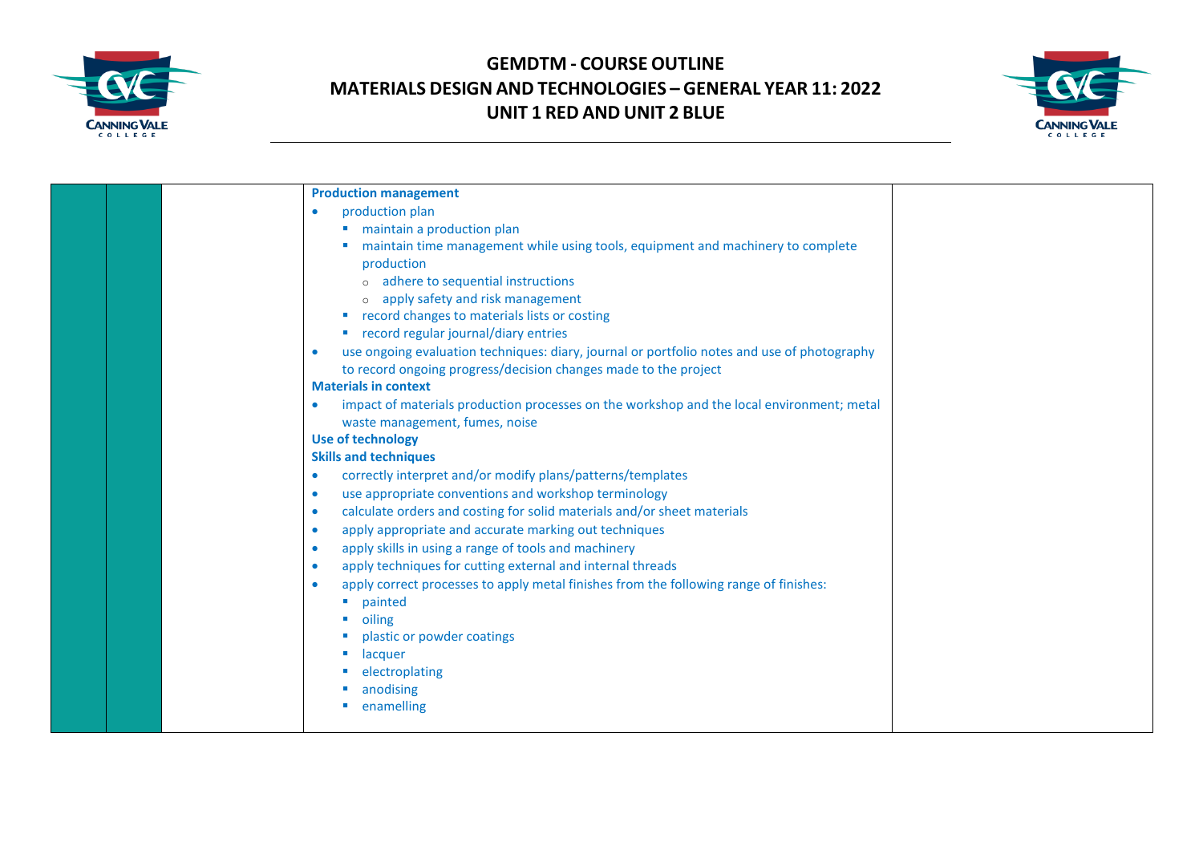| | | | | |
|---|---|---|---|---|
| | | | **Production management**<br>• production plan<br>&nbsp;&nbsp;▪ maintain a production plan<br>&nbsp;&nbsp;▪ maintain time management while using tools, equipment and machinery to complete production<br>&nbsp;&nbsp;&nbsp;&nbsp;o adhere to sequential instructions<br>&nbsp;&nbsp;&nbsp;&nbsp;o apply safety and risk management<br>&nbsp;&nbsp;▪ record changes to materials lists or costing<br>&nbsp;&nbsp;▪ record regular journal/diary entries<br>• use ongoing evaluation techniques: diary, journal or portfolio notes and use of photography to record ongoing progress/decision changes made to the project<br>**Materials in context**<br>• impact of materials production processes on the workshop and the local environment; metal waste management, fumes, noise<br>**Use of technology**<br>**Skills and techniques**<br>• correctly interpret and/or modify plans/patterns/templates<br>• use appropriate conventions and workshop terminology<br>• calculate orders and costing for solid materials and/or sheet materials<br>• apply appropriate and accurate marking out techniques<br>• apply skills in using a range of tools and machinery<br>• apply techniques for cutting external and internal threads<br>• apply correct processes to apply metal finishes from the following range of finishes:<br>&nbsp;&nbsp;▪ painted<br>&nbsp;&nbsp;▪ oiling<br>&nbsp;&nbsp;▪ plastic or powder coatings<br>&nbsp;&nbsp;▪ lacquer<br>&nbsp;&nbsp;▪ electroplating<br>&nbsp;&nbsp;▪ anodising<br>&nbsp;&nbsp;▪ enamelling | |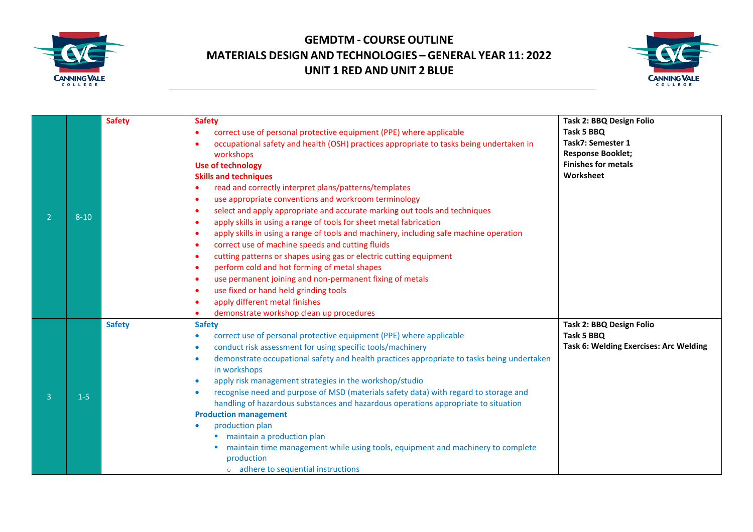# GEMDTM - COURSE OUTLINE
# MATERIALS DESIGN AND TECHNOLOGIES – GENERAL YEAR 11: 2022
# UNIT 1 RED AND UNIT 2 BLUE

| | | | | |
|---|---|---|---|---|
| 2 | 8-10 | **Safety** | **Safety**<br>• correct use of personal protective equipment (PPE) where applicable<br>• occupational safety and health (OSH) practices appropriate to tasks being undertaken in workshops<br>**Use of technology**<br>**Skills and techniques**<br>• read and correctly interpret plans/patterns/templates<br>• use appropriate conventions and workroom terminology<br>• select and apply appropriate and accurate marking out tools and techniques<br>• apply skills in using a range of tools for sheet metal fabrication<br>• apply skills in using a range of tools and machinery, including safe machine operation<br>• correct use of machine speeds and cutting fluids<br>• cutting patterns or shapes using gas or electric cutting equipment<br>• perform cold and hot forming of metal shapes<br>• use permanent joining and non-permanent fixing of metals<br>• use fixed or hand held grinding tools<br>• apply different metal finishes<br>• demonstrate workshop clean up procedures | **Task 2: BBQ Design Folio**<br>**Task 5 BBQ**<br>**Task7: Semester 1 Response Booklet;**<br>**Finishes for metals Worksheet** |
| 3 | 1-5 | **Safety** | **Safety**<br>• correct use of personal protective equipment (PPE) where applicable<br>• conduct risk assessment for using specific tools/machinery<br>• demonstrate occupational safety and health practices appropriate to tasks being undertaken in workshops<br>• apply risk management strategies in the workshop/studio<br>• recognise need and purpose of MSD (materials safety data) with regard to storage and handling of hazardous substances and hazardous operations appropriate to situation<br>**Production management**<br>• production plan<br>&nbsp;&nbsp;▪ maintain a production plan<br>&nbsp;&nbsp;▪ maintain time management while using tools, equipment and machinery to complete production<br>&nbsp;&nbsp;&nbsp;&nbsp;o adhere to sequential instructions | **Task 2: BBQ Design Folio**<br>**Task 5 BBQ**<br>**Task 6: Welding Exercises: Arc Welding** |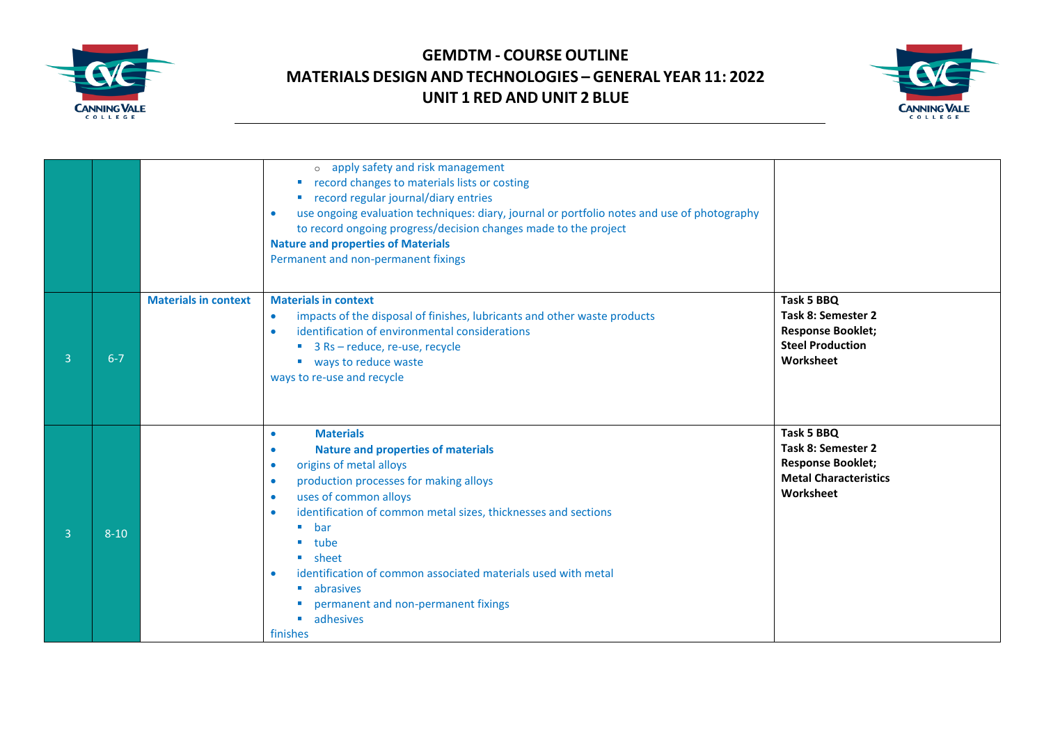# GEMDTM - COURSE OUTLINE
# MATERIALS DESIGN AND TECHNOLOGIES – GENERAL YEAR 11: 2022
# UNIT 1 RED AND UNIT 2 BLUE

| | | | | |
|---|---|---|---|---|
| | | | o apply safety and risk management<br>▪ record changes to materials lists or costing<br>▪ record regular journal/diary entries<br>• use ongoing evaluation techniques: diary, journal or portfolio notes and use of photography to record ongoing progress/decision changes made to the project<br>**Nature and properties of Materials**<br>Permanent and non-permanent fixings | |
| 3 | 6-7 | **Materials in context** | **Materials in context**<br>• impacts of the disposal of finishes, lubricants and other waste products<br>• identification of environmental considerations<br>▪ 3 Rs – reduce, re-use, recycle<br>▪ ways to reduce waste<br>ways to re-use and recycle | **Task 5 BBQ**<br>**Task 8: Semester 2 Response Booklet; Steel Production Worksheet** |
| 3 | 8-10 | | • **Materials**<br>• **Nature and properties of materials**<br>• origins of metal alloys<br>• production processes for making alloys<br>• uses of common alloys<br>• identification of common metal sizes, thicknesses and sections<br>▪ bar<br>▪ tube<br>▪ sheet<br>• identification of common associated materials used with metal<br>▪ abrasives<br>▪ permanent and non-permanent fixings<br>▪ adhesives<br>finishes | **Task 5 BBQ**<br>**Task 8: Semester 2 Response Booklet; Metal Characteristics Worksheet** |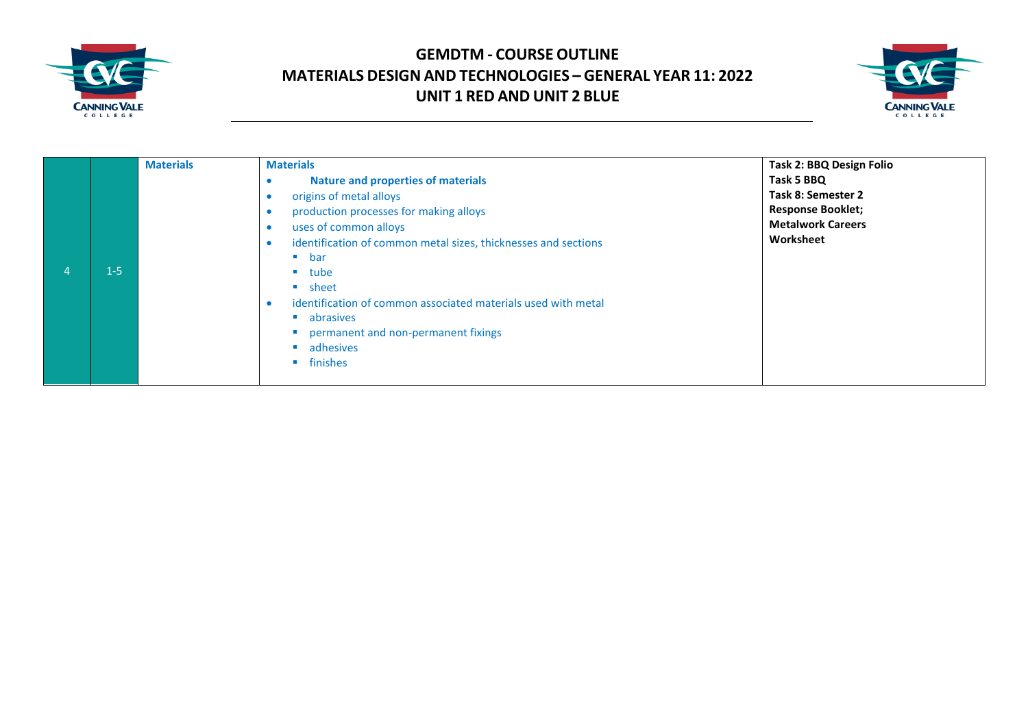# GEMDTM - COURSE OUTLINE

## MATERIALS DESIGN AND TECHNOLOGIES – GENERAL YEAR 11: 2022

## UNIT 1 RED AND UNIT 2 BLUE

| | | | | |
|---|---|---|---|---|
| 4 | 1-5 | **Materials** | **Materials**<br>• **Nature and properties of materials**<br>• origins of metal alloys<br>• production processes for making alloys<br>• uses of common alloys<br>• identification of common metal sizes, thicknesses and sections<br>&nbsp;&nbsp;▪ bar<br>&nbsp;&nbsp;▪ tube<br>&nbsp;&nbsp;▪ sheet<br>• identification of common associated materials used with metal<br>&nbsp;&nbsp;▪ abrasives<br>&nbsp;&nbsp;▪ permanent and non-permanent fixings<br>&nbsp;&nbsp;▪ adhesives<br>&nbsp;&nbsp;▪ finishes | **Task 2: BBQ Design Folio**<br>**Task 5 BBQ**<br>**Task 8: Semester 2 Response Booklet;**<br>**Metalwork Careers Worksheet** |